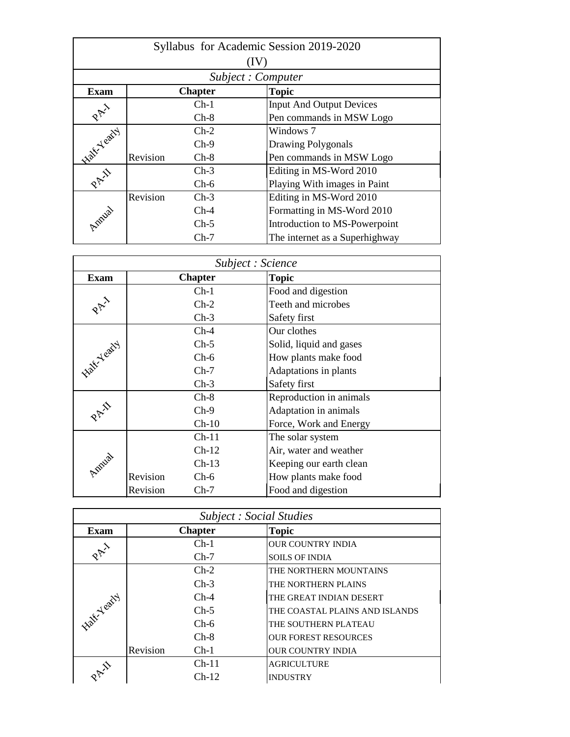# Syllabus for Academic Session 2019-2020

## (IV)

### *Subject : Computer*

| Exam | | Chapter | Topic |
|---|---|---|---|
| PA-I | | Ch-1 | Input And Output Devices |
| | | Ch-8 | Pen commands in MSW Logo |
| Half-Yearly | | Ch-2 | Windows 7 |
| | | Ch-9 | Drawing Polygonals |
| | Revision | Ch-8 | Pen commands in MSW Logo |
| PA-II | | Ch-3 | Editing in MS-Word 2010 |
| | | Ch-6 | Playing With images in Paint |
| Annual | Revision | Ch-3 | Editing in MS-Word 2010 |
| | | Ch-4 | Formatting in MS-Word 2010 |
| | | Ch-5 | Introduction to MS-Powerpoint |
| | | Ch-7 | The internet as a Superhighway |

### *Subject : Science*

| Exam | | Chapter | Topic |
|---|---|---|---|
| PA-I | | Ch-1 | Food and digestion |
| | | Ch-2 | Teeth and microbes |
| | | Ch-3 | Safety first |
| Half-Yearly | | Ch-4 | Our clothes |
| | | Ch-5 | Solid, liquid and gases |
| | | Ch-6 | How plants make food |
| | | Ch-7 | Adaptations in plants |
| | | Ch-3 | Safety first |
| PA-II | | Ch-8 | Reproduction in animals |
| | | Ch-9 | Adaptation in animals |
| | | Ch-10 | Force, Work and Energy |
| Annual | | Ch-11 | The solar system |
| | | Ch-12 | Air, water and weather |
| | | Ch-13 | Keeping our earth clean |
| | Revision | Ch-6 | How plants make food |
| | Revision | Ch-7 | Food and digestion |

### *Subject : Social Studies*

| Exam | | Chapter | Topic |
|---|---|---|---|
| PA-I | | Ch-1 | OUR COUNTRY INDIA |
| | | Ch-7 | SOILS OF INDIA |
| Half-Yearly | | Ch-2 | THE NORTHERN MOUNTAINS |
| | | Ch-3 | THE NORTHERN PLAINS |
| | | Ch-4 | THE GREAT INDIAN DESERT |
| | | Ch-5 | THE COASTAL PLAINS AND ISLANDS |
| | | Ch-6 | THE SOUTHERN PLATEAU |
| | | Ch-8 | OUR FOREST RESOURCES |
| | Revision | Ch-1 | OUR COUNTRY INDIA |
| PA-II | | Ch-11 | AGRICULTURE |
| | | Ch-12 | INDUSTRY |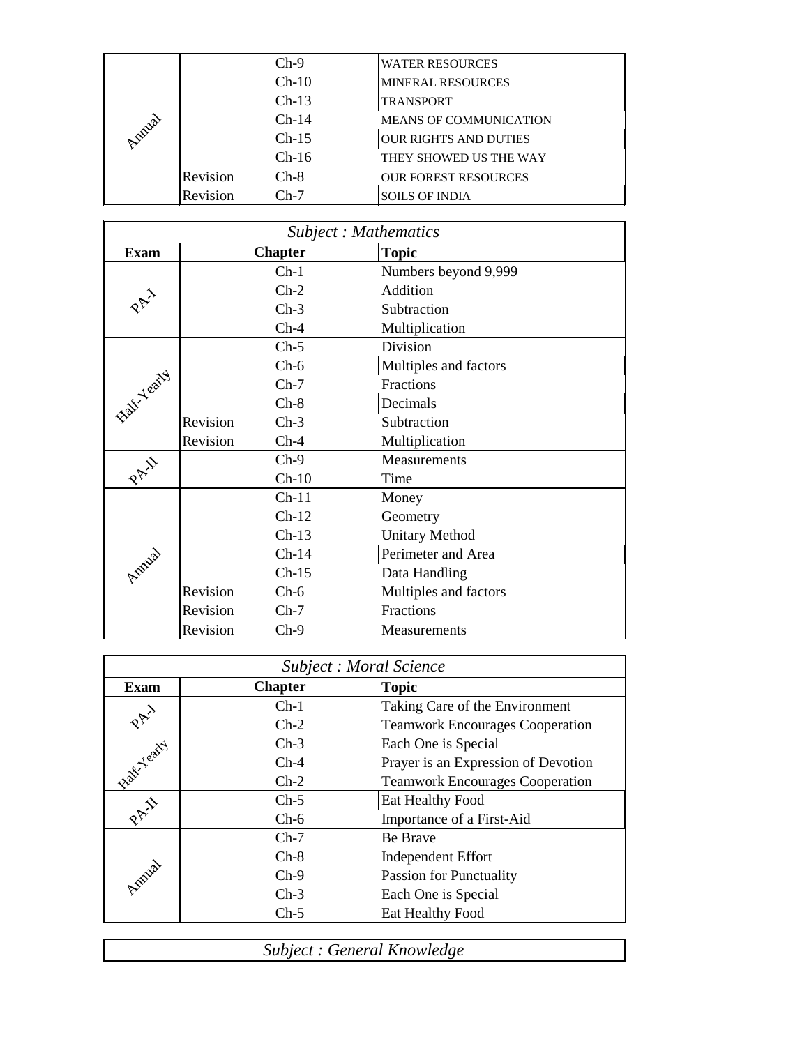| Exam | | Chapter | Topic |
|---|---|---|---|
| Annual | | Ch-9 | WATER RESOURCES |
| | | Ch-10 | MINERAL RESOURCES |
| | | Ch-13 | TRANSPORT |
| | | Ch-14 | MEANS OF COMMUNICATION |
| | | Ch-15 | OUR RIGHTS AND DUTIES |
| | | Ch-16 | THEY SHOWED US THE WAY |
| | Revision | Ch-8 | OUR FOREST RESOURCES |
| | Revision | Ch-7 | SOILS OF INDIA |

*Subject : Mathematics*

| Exam | | Chapter | Topic |
|---|---|---|---|
| PA-I | | Ch-1 | Numbers beyond 9,999 |
| | | Ch-2 | Addition |
| | | Ch-3 | Subtraction |
| | | Ch-4 | Multiplication |
| Half-Yearly | | Ch-5 | Division |
| | | Ch-6 | Multiples and factors |
| | | Ch-7 | Fractions |
| | | Ch-8 | Decimals |
| | Revision | Ch-3 | Subtraction |
| | Revision | Ch-4 | Multiplication |
| PA-II | | Ch-9 | Measurements |
| | | Ch-10 | Time |
| Annual | | Ch-11 | Money |
| | | Ch-12 | Geometry |
| | | Ch-13 | Unitary Method |
| | | Ch-14 | Perimeter and Area |
| | | Ch-15 | Data Handling |
| | Revision | Ch-6 | Multiples and factors |
| | Revision | Ch-7 | Fractions |
| | Revision | Ch-9 | Measurements |

*Subject : Moral Science*

| Exam | Chapter | Topic |
|---|---|---|
| PA-I | Ch-1 | Taking Care of the Environment |
| | Ch-2 | Teamwork Encourages Cooperation |
| Half-Yearly | Ch-3 | Each One is Special |
| | Ch-4 | Prayer is an Expression of Devotion |
| | Ch-2 | Teamwork Encourages Cooperation |
| PA-II | Ch-5 | Eat Healthy Food |
| | Ch-6 | Importance of a First-Aid |
| Annual | Ch-7 | Be Brave |
| | Ch-8 | Independent Effort |
| | Ch-9 | Passion for Punctuality |
| | Ch-3 | Each One is Special |
| | Ch-5 | Eat Healthy Food |

*Subject : General Knowledge*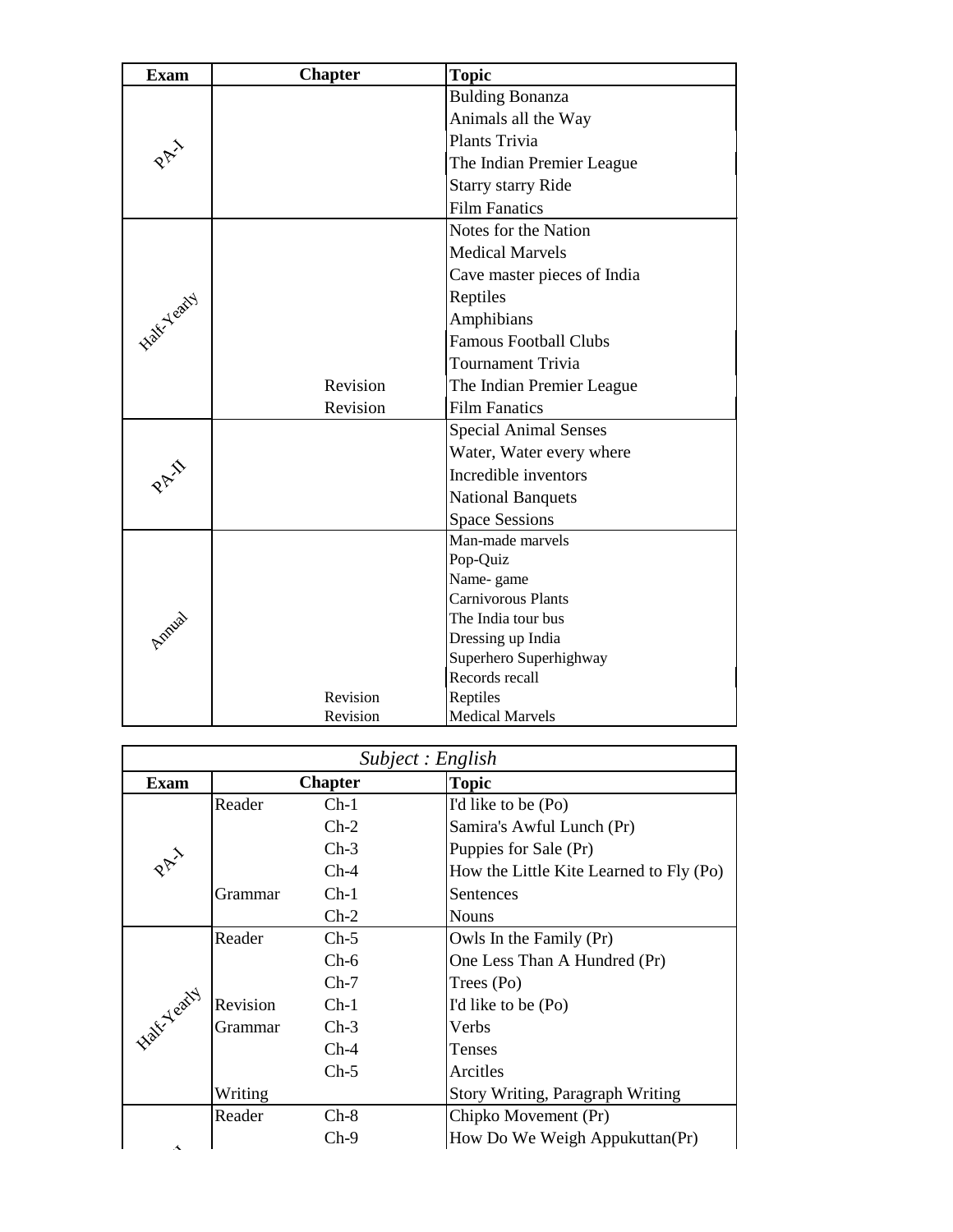| Exam | Chapter | Topic |
| --- | --- | --- |
| PA-I | | Bulding Bonanza |
| | | Animals all the Way |
| | | Plants Trivia |
| | | The Indian Premier League |
| | | Starry starry Ride |
| | | Film Fanatics |
| Half-Yearly | | Notes for the Nation |
| | | Medical Marvels |
| | | Cave master pieces of India |
| | | Reptiles |
| | | Amphibians |
| | | Famous Football Clubs |
| | | Tournament Trivia |
| | Revision | The Indian Premier League |
| | Revision | Film Fanatics |
| PA-II | | Special Animal Senses |
| | | Water, Water every where |
| | | Incredible inventors |
| | | National Banquets |
| | | Space Sessions |
| Annual | | Man-made marvels |
| | | Pop-Quiz |
| | | Name- game |
| | | Carnivorous Plants |
| | | The India tour bus |
| | | Dressing up India |
| | | Superhero Superhighway |
| | | Records recall |
| | Revision | Reptiles |
| | Revision | Medical Marvels |

*Subject : English*

| Exam | Chapter | | Topic |
| --- | --- | --- | --- |
| PA-I | Reader | Ch-1 | I'd like to be (Po) |
| | | Ch-2 | Samira's Awful Lunch (Pr) |
| | | Ch-3 | Puppies for Sale (Pr) |
| | | Ch-4 | How the Little Kite Learned to Fly (Po) |
| | Grammar | Ch-1 | Sentences |
| | | Ch-2 | Nouns |
| Half-Yearly | Reader | Ch-5 | Owls In the Family (Pr) |
| | | Ch-6 | One Less Than A Hundred (Pr) |
| | | Ch-7 | Trees (Po) |
| | Revision | Ch-1 | I'd like to be (Po) |
| | Grammar | Ch-3 | Verbs |
| | | Ch-4 | Tenses |
| | | Ch-5 | Arcitles |
| | Writing | | Story Writing, Paragraph Writing |
| | Reader | Ch-8 | Chipko Movement (Pr) |
| | | Ch-9 | How Do We Weigh Appukuttan(Pr) |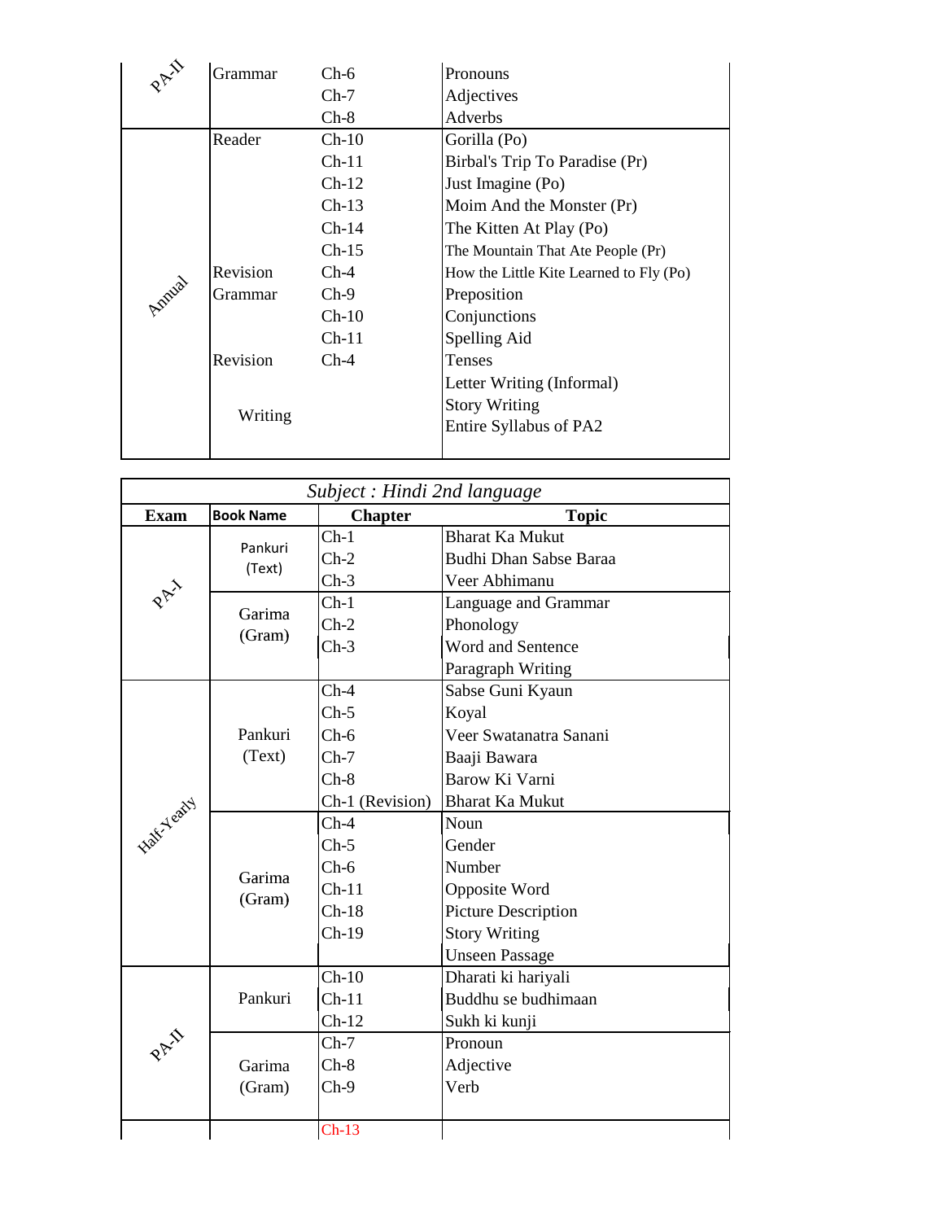| | | | |
|---|---|---|---|
| PA-II | Grammar | Ch-6 | Pronouns |
| | | Ch-7 | Adjectives |
| | | Ch-8 | Adverbs |
| Annual | Reader | Ch-10 | Gorilla (Po) |
| | | Ch-11 | Birbal's Trip To Paradise (Pr) |
| | | Ch-12 | Just Imagine (Po) |
| | | Ch-13 | Moim And the Monster (Pr) |
| | | Ch-14 | The Kitten At Play (Po) |
| | | Ch-15 | The Mountain That Ate People (Pr) |
| | Revision | Ch-4 | How the Little Kite Learned to Fly (Po) |
| | Grammar | Ch-9 | Preposition |
| | | Ch-10 | Conjunctions |
| | | Ch-11 | Spelling Aid |
| | Revision | Ch-4 | Tenses |
| | Writing | | Letter Writing (Informal) |
| | | | Story Writing |
| | | | Entire Syllabus of PA2 |

| *Subject : Hindi 2nd language* | | | |
|---|---|---|---|
| **Exam** | **Book Name** | **Chapter** | **Topic** |
| PA-I | Pankuri (Text) | Ch-1 | Bharat Ka Mukut |
| | | Ch-2 | Budhi Dhan Sabse Baraa |
| | | Ch-3 | Veer Abhimanu |
| | Garima (Gram) | Ch-1 | Language and Grammar |
| | | Ch-2 | Phonology |
| | | Ch-3 | Word and Sentence |
| | | | Paragraph Writing |
| Half-Yearly | Pankuri (Text) | Ch-4 | Sabse Guni Kyaun |
| | | Ch-5 | Koyal |
| | | Ch-6 | Veer Swatanatra Sanani |
| | | Ch-7 | Baaji Bawara |
| | | Ch-8 | Barow Ki Varni |
| | | Ch-1 (Revision) | Bharat Ka Mukut |
| | Garima (Gram) | Ch-4 | Noun |
| | | Ch-5 | Gender |
| | | Ch-6 | Number |
| | | Ch-11 | Opposite Word |
| | | Ch-18 | Picture Description |
| | | Ch-19 | Story Writing |
| | | | Unseen Passage |
| PA-II | Pankuri | Ch-10 | Dharati ki hariyali |
| | | Ch-11 | Buddhu se budhimaan |
| | | Ch-12 | Sukh ki kunji |
| | Garima (Gram) | Ch-7 | Pronoun |
| | | Ch-8 | Adjective |
| | | Ch-9 | Verb |
| | | Ch-13 | |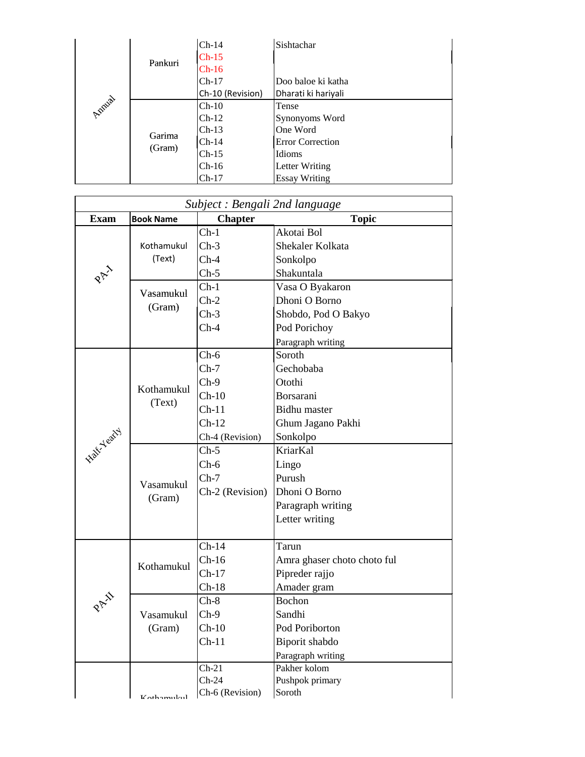| Exam | Book Name | Chapter | Topic |
|---|---|---|---|
| Annual | Pankuri | Ch-14 | Sishtachar |
| | | Ch-15 | |
| | | Ch-16 | |
| | | Ch-17 | Doo baloe ki katha |
| | | Ch-10 (Revision) | Dharati ki hariyali |
| | Garima (Gram) | Ch-10 | Tense |
| | | Ch-12 | Synonyoms Word |
| | | Ch-13 | One Word |
| | | Ch-14 | Error Correction |
| | | Ch-15 | Idioms |
| | | Ch-16 | Letter Writing |
| | | Ch-17 | Essay Writing |

*Subject : Bengali 2nd language*

| Exam | Book Name | Chapter | Topic |
|---|---|---|---|
| PA-I | Kothamukul (Text) | Ch-1 | Akotai Bol |
| | | Ch-3 | Shekaler Kolkata |
| | | Ch-4 | Sonkolpo |
| | | Ch-5 | Shakuntala |
| | Vasamukul (Gram) | Ch-1 | Vasa O Byakaron |
| | | Ch-2 | Dhoni O Borno |
| | | Ch-3 | Shobdo, Pod O Bakyo |
| | | Ch-4 | Pod Porichoy |
| | | | Paragraph writing |
| Half-Yearly | Kothamukul (Text) | Ch-6 | Soroth |
| | | Ch-7 | Gechobaba |
| | | Ch-9 | Otothi |
| | | Ch-10 | Borsarani |
| | | Ch-11 | Bidhu master |
| | | Ch-12 | Ghum Jagano Pakhi |
| | | Ch-4 (Revision) | Sonkolpo |
| | Vasamukul (Gram) | Ch-5 | KriarKal |
| | | Ch-6 | Lingo |
| | | Ch-7 | Purush |
| | | Ch-2 (Revision) | Dhoni O Borno |
| | | | Paragraph writing |
| | | | Letter writing |
| PA-II | Kothamukul | Ch-14 | Tarun |
| | | Ch-16 | Amra ghaser choto choto ful |
| | | Ch-17 | Pipreder rajjo |
| | | Ch-18 | Amader gram |
| | Vasamukul (Gram) | Ch-8 | Bochon |
| | | Ch-9 | Sandhi |
| | | Ch-10 | Pod Poriborton |
| | | Ch-11 | Biporit shabdo |
| | | | Paragraph writing |
| | Kothamukul | Ch-21 | Pakher kolom |
| | | Ch-24 | Pushpok primary |
| | | Ch-6 (Revision) | Soroth |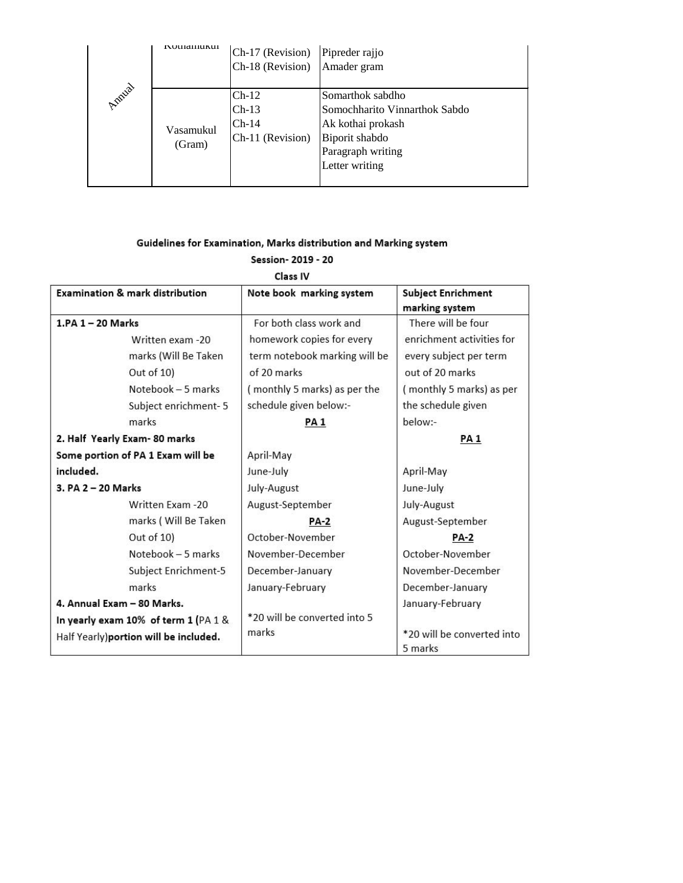| | | | |
|---|---|---|---|
| Annual | Kothamukul | Ch-17 (Revision)<br>Ch-18 (Revision) | Pipreder rajjo<br>Amader gram |
| | Vasamukul (Gram) | Ch-12<br>Ch-13<br>Ch-14<br>Ch-11 (Revision) | Somarthok sabdho<br>Somochharito Vinnarthok Sabdo<br>Ak kothai prokash<br>Biporit shabdo<br>Paragraph writing<br>Letter writing |

**Guidelines for Examination, Marks distribution and Marking system**

**Session- 2019 - 20**

**Class IV**

| Examination & mark distribution | Note book marking system | Subject Enrichment marking system |
|---|---|---|
| **1.PA 1 – 20 Marks**<br>Written exam -20 marks (Will Be Taken Out of 10)<br>Notebook – 5 marks<br>Subject enrichment- 5 marks<br>**2. Half Yearly Exam- 80 marks**<br>**Some portion of PA 1 Exam will be included.**<br>**3. PA 2 – 20 Marks**<br>Written Exam -20 marks ( Will Be Taken Out of 10)<br>Notebook – 5 marks<br>Subject Enrichment-5 marks<br>**4. Annual Exam – 80 Marks.**<br>**In yearly exam 10% of term 1 (**PA 1 & Half Yearly)**portion will be included.** | For both class work and homework copies for every term notebook marking will be of 20 marks ( monthly 5 marks) as per the schedule given below:-<br>**PA 1**<br>April-May<br>June-July<br>July-August<br>August-September<br>**PA-2**<br>October-November<br>November-December<br>December-January<br>January-February<br>*20 will be converted into 5 marks | There will be four enrichment activities for every subject per term out of 20 marks ( monthly 5 marks) as per the schedule given below:-<br>**PA 1**<br>April-May<br>June-July<br>July-August<br>August-September<br>**PA-2**<br>October-November<br>November-December<br>December-January<br>January-February<br>*20 will be converted into 5 marks |